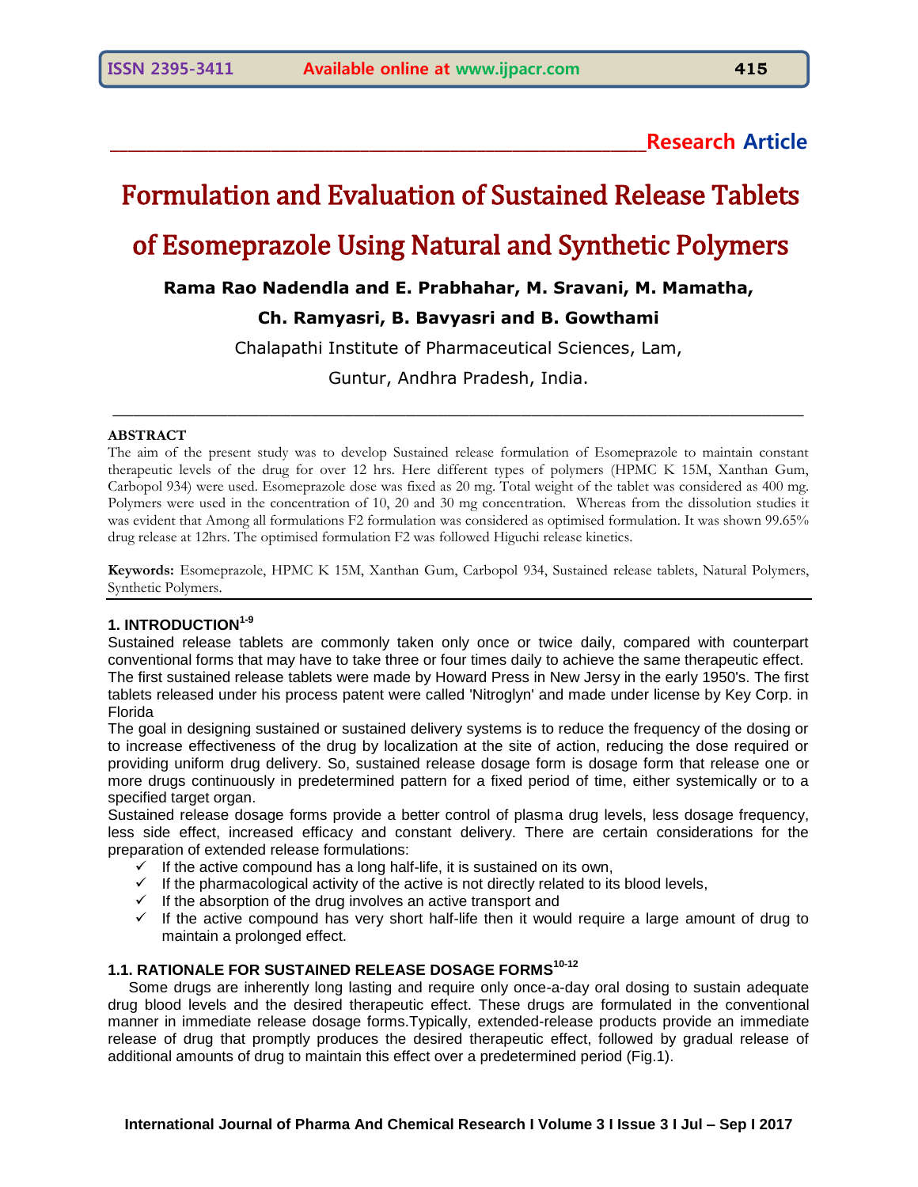**Research Article**

# Formulation and Evaluation of Sustained Release Tablets of Esomeprazole Using Natural and Synthetic Polymers

**Rama Rao Nadendla and E. Prabhahar, M. Sravani, M. Mamatha, Ch. Ramyasri, B. Bavyasri and B. Gowthami**

Chalapathi Institute of Pharmaceutical Sciences, Lam,

Guntur, Andhra Pradesh, India.

---

**ABSTRACT**

The aim of the present study was to develop Sustained release formulation of Esomeprazole to maintain constant therapeutic levels of the drug for over 12 hrs. Here different types of polymers (HPMC K 15M, Xanthan Gum, Carbopol 934) were used. Esomeprazole dose was fixed as 20 mg. Total weight of the tablet was considered as 400 mg. Polymers were used in the concentration of 10, 20 and 30 mg concentration. Whereas from the dissolution studies it was evident that Among all formulations F2 formulation was considered as optimised formulation. It was shown 99.65% drug release at 12hrs. The optimised formulation F2 was followed Higuchi release kinetics.

**Keywords:** Esomeprazole, HPMC K 15M, Xanthan Gum, Carbopol 934, Sustained release tablets, Natural Polymers, Synthetic Polymers.

---

## 1. INTRODUCTION[1-9]

Sustained release tablets are commonly taken only once or twice daily, compared with counterpart conventional forms that may have to take three or four times daily to achieve the same therapeutic effect. The first sustained release tablets were made by Howard Press in New Jersy in the early 1950's. The first tablets released under his process patent were called 'Nitroglyn' and made under license by Key Corp. in Florida

The goal in designing sustained or sustained delivery systems is to reduce the frequency of the dosing or to increase effectiveness of the drug by localization at the site of action, reducing the dose required or providing uniform drug delivery. So, sustained release dosage form is dosage form that release one or more drugs continuously in predetermined pattern for a fixed period of time, either systemically or to a specified target organ.

Sustained release dosage forms provide a better control of plasma drug levels, less dosage frequency, less side effect, increased efficacy and constant delivery. There are certain considerations for the preparation of extended release formulations:

- ✓ If the active compound has a long half-life, it is sustained on its own,
- ✓ If the pharmacological activity of the active is not directly related to its blood levels,
- ✓ If the absorption of the drug involves an active transport and
- ✓ If the active compound has very short half-life then it would require a large amount of drug to maintain a prolonged effect.

### 1.1. RATIONALE FOR SUSTAINED RELEASE DOSAGE FORMS[10-12]

Some drugs are inherently long lasting and require only once-a-day oral dosing to sustain adequate drug blood levels and the desired therapeutic effect. These drugs are formulated in the conventional manner in immediate release dosage forms.Typically, extended-release products provide an immediate release of drug that promptly produces the desired therapeutic effect, followed by gradual release of additional amounts of drug to maintain this effect over a predetermined period (Fig.1).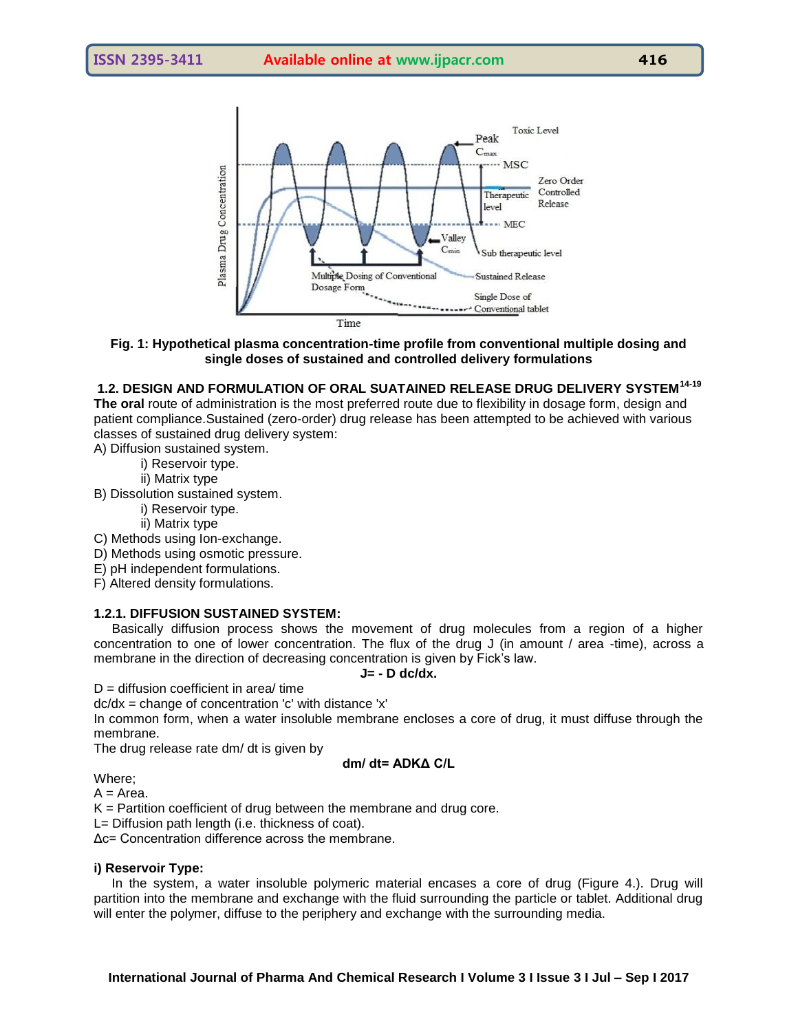Fig. 1: Hypothetical plasma concentration-time profile from conventional multiple dosing and single doses of sustained and controlled delivery formulations

### 1.2. DESIGN AND FORMULATION OF ORAL SUATAINED RELEASE DRUG DELIVERY SYSTEM[14-19]

**The oral** route of administration is the most preferred route due to flexibility in dosage form, design and patient compliance.Sustained (zero-order) drug release has been attempted to be achieved with various classes of sustained drug delivery system:

A) Diffusion sustained system.
- i) Reservoir type.
- ii) Matrix type

B) Dissolution sustained system.
- i) Reservoir type.
- ii) Matrix type

C) Methods using Ion-exchange.
D) Methods using osmotic pressure.
E) pH independent formulations.
F) Altered density formulations.

#### 1.2.1. DIFFUSION SUSTAINED SYSTEM:

Basically diffusion process shows the movement of drug molecules from a region of a higher concentration to one of lower concentration. The flux of the drug J (in amount / area -time), across a membrane in the direction of decreasing concentration is given by Fick's law.

$$J = - D \, dc/dx.$$

D = diffusion coefficient in area/ time
dc/dx = change of concentration 'c' with distance 'x'
In common form, when a water insoluble membrane encloses a core of drug, it must diffuse through the membrane.
The drug release rate dm/ dt is given by

$$dm/dt = ADK\Delta C/L$$

Where;
A = Area.
K = Partition coefficient of drug between the membrane and drug core.
L= Diffusion path length (i.e. thickness of coat).
Δc= Concentration difference across the membrane.

**i) Reservoir Type:**

In the system, a water insoluble polymeric material encases a core of drug (Figure 4.). Drug will partition into the membrane and exchange with the fluid surrounding the particle or tablet. Additional drug will enter the polymer, diffuse to the periphery and exchange with the surrounding media.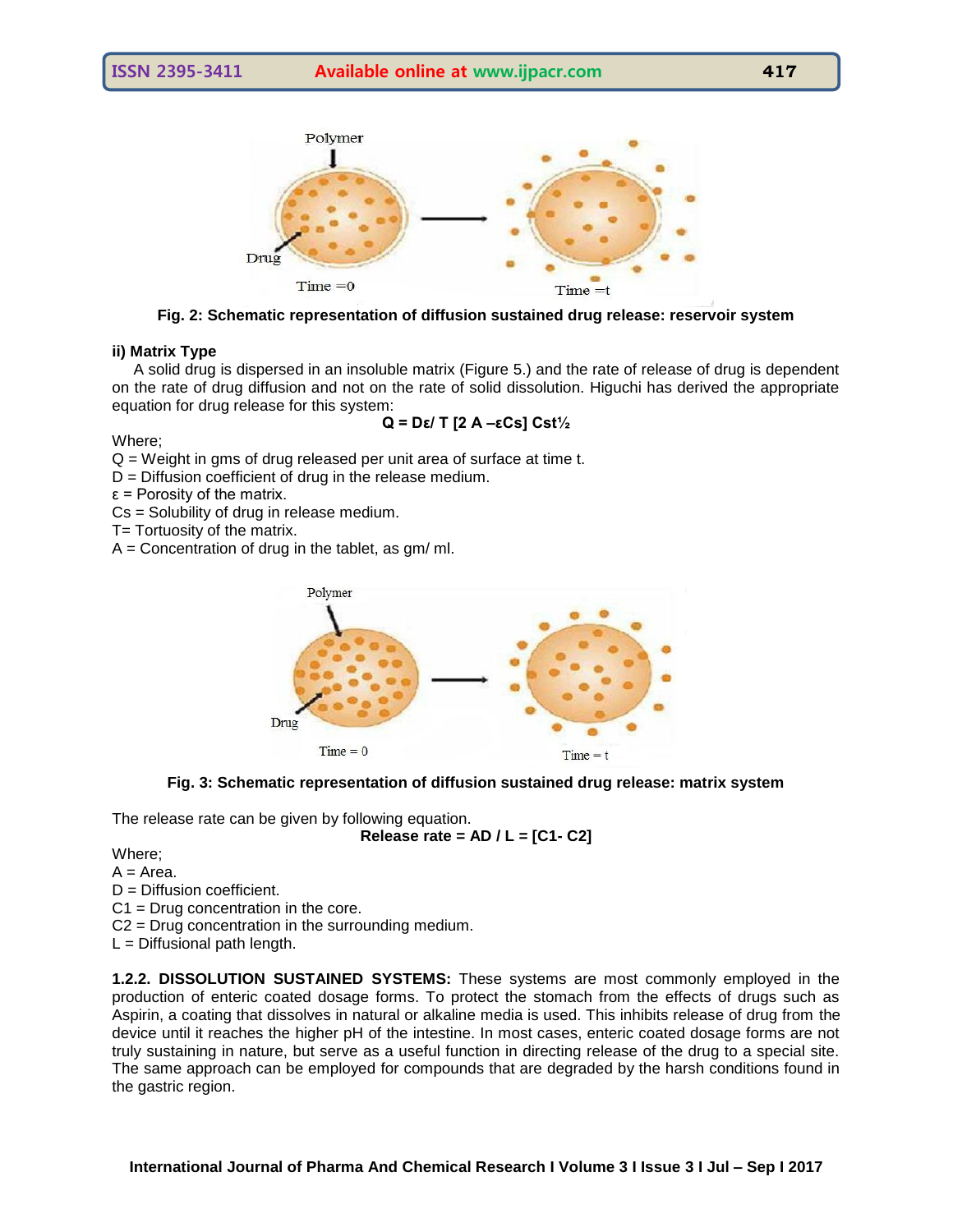Fig. 2: Schematic representation of diffusion sustained drug release: reservoir system

**ii) Matrix Type**

A solid drug is dispersed in an insoluble matrix (Figure 5.) and the rate of release of drug is dependent on the rate of drug diffusion and not on the rate of solid dissolution. Higuchi has derived the appropriate equation for drug release for this system:

$$Q = D\varepsilon / T\,[2A - \varepsilon C_s]\,C_s t^{1/2}$$

Where;

Q = Weight in gms of drug released per unit area of surface at time t.

D = Diffusion coefficient of drug in the release medium.

ε = Porosity of the matrix.

Cs = Solubility of drug in release medium.

T= Tortuosity of the matrix.

A = Concentration of drug in the tablet, as gm/ ml.

Fig. 3: Schematic representation of diffusion sustained drug release: matrix system

The release rate can be given by following equation.

$$\text{Release rate} = AD / L = [C1 - C2]$$

Where;

A = Area.

D = Diffusion coefficient.

C1 = Drug concentration in the core.

C2 = Drug concentration in the surrounding medium.

L = Diffusional path length.

**1.2.2. DISSOLUTION SUSTAINED SYSTEMS:** These systems are most commonly employed in the production of enteric coated dosage forms. To protect the stomach from the effects of drugs such as Aspirin, a coating that dissolves in natural or alkaline media is used. This inhibits release of drug from the device until it reaches the higher pH of the intestine. In most cases, enteric coated dosage forms are not truly sustaining in nature, but serve as a useful function in directing release of the drug to a special site. The same approach can be employed for compounds that are degraded by the harsh conditions found in the gastric region.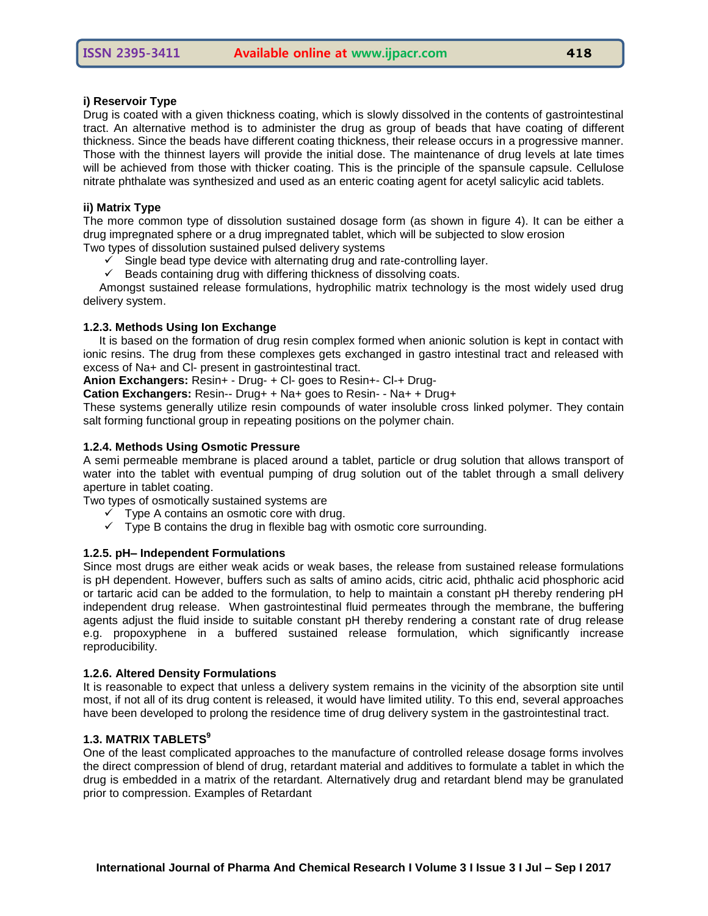**i) Reservoir Type**

Drug is coated with a given thickness coating, which is slowly dissolved in the contents of gastrointestinal tract. An alternative method is to administer the drug as group of beads that have coating of different thickness. Since the beads have different coating thickness, their release occurs in a progressive manner. Those with the thinnest layers will provide the initial dose. The maintenance of drug levels at late times will be achieved from those with thicker coating. This is the principle of the spansule capsule. Cellulose nitrate phthalate was synthesized and used as an enteric coating agent for acetyl salicylic acid tablets.

**ii) Matrix Type**

The more common type of dissolution sustained dosage form (as shown in figure 4). It can be either a drug impregnated sphere or a drug impregnated tablet, which will be subjected to slow erosion

Two types of dissolution sustained pulsed delivery systems

- ✓ Single bead type device with alternating drug and rate-controlling layer.
- ✓ Beads containing drug with differing thickness of dissolving coats.

Amongst sustained release formulations, hydrophilic matrix technology is the most widely used drug delivery system.

### 1.2.3. Methods Using Ion Exchange

It is based on the formation of drug resin complex formed when anionic solution is kept in contact with ionic resins. The drug from these complexes gets exchanged in gastro intestinal tract and released with excess of Na+ and Cl- present in gastrointestinal tract.

**Anion Exchangers:** Resin+ - Drug- + Cl- goes to Resin+- Cl-+ Drug-

**Cation Exchangers:** Resin-- Drug+ + Na+ goes to Resin- - Na+ + Drug+

These systems generally utilize resin compounds of water insoluble cross linked polymer. They contain salt forming functional group in repeating positions on the polymer chain.

### 1.2.4. Methods Using Osmotic Pressure

A semi permeable membrane is placed around a tablet, particle or drug solution that allows transport of water into the tablet with eventual pumping of drug solution out of the tablet through a small delivery aperture in tablet coating.

Two types of osmotically sustained systems are

- ✓ Type A contains an osmotic core with drug.
- ✓ Type B contains the drug in flexible bag with osmotic core surrounding.

### 1.2.5. pH– Independent Formulations

Since most drugs are either weak acids or weak bases, the release from sustained release formulations is pH dependent. However, buffers such as salts of amino acids, citric acid, phthalic acid phosphoric acid or tartaric acid can be added to the formulation, to help to maintain a constant pH thereby rendering pH independent drug release. When gastrointestinal fluid permeates through the membrane, the buffering agents adjust the fluid inside to suitable constant pH thereby rendering a constant rate of drug release e.g. propoxyphene in a buffered sustained release formulation, which significantly increase reproducibility.

### 1.2.6. Altered Density Formulations

It is reasonable to expect that unless a delivery system remains in the vicinity of the absorption site until most, if not all of its drug content is released, it would have limited utility. To this end, several approaches have been developed to prolong the residence time of drug delivery system in the gastrointestinal tract.

## 1.3. MATRIX TABLETS[9]

One of the least complicated approaches to the manufacture of controlled release dosage forms involves the direct compression of blend of drug, retardant material and additives to formulate a tablet in which the drug is embedded in a matrix of the retardant. Alternatively drug and retardant blend may be granulated prior to compression. Examples of Retardant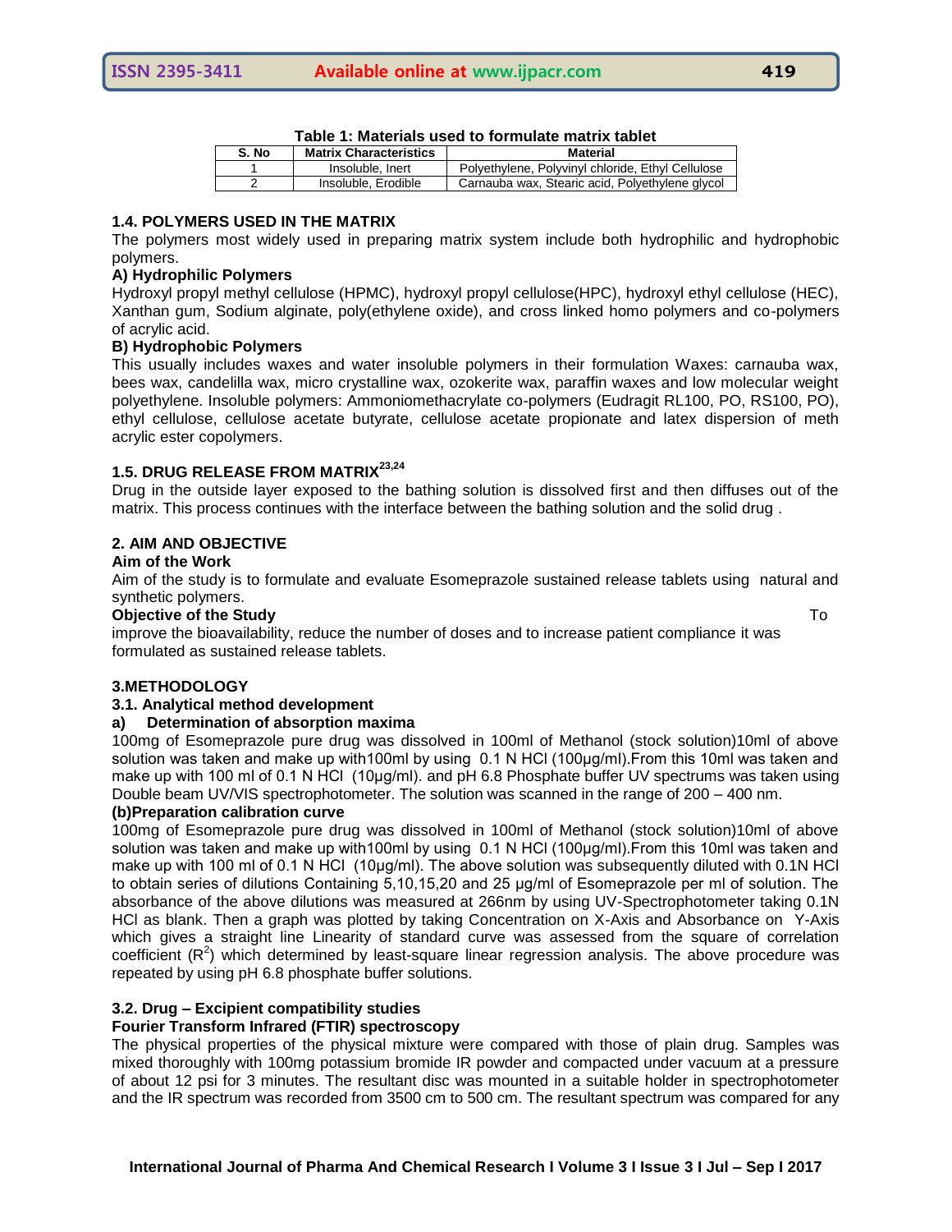**Table 1: Materials used to formulate matrix tablet**

| S. No | Matrix Characteristics | Material |
|---|---|---|
| 1 | Insoluble, Inert | Polyethylene, Polyvinyl chloride, Ethyl Cellulose |
| 2 | Insoluble, Erodible | Carnauba wax, Stearic acid, Polyethylene glycol |

### 1.4. POLYMERS USED IN THE MATRIX

The polymers most widely used in preparing matrix system include both hydrophilic and hydrophobic polymers.

**A) Hydrophilic Polymers**

Hydroxyl propyl methyl cellulose (HPMC), hydroxyl propyl cellulose(HPC), hydroxyl ethyl cellulose (HEC), Xanthan gum, Sodium alginate, poly(ethylene oxide), and cross linked homo polymers and co-polymers of acrylic acid.

**B) Hydrophobic Polymers**

This usually includes waxes and water insoluble polymers in their formulation Waxes: carnauba wax, bees wax, candelilla wax, micro crystalline wax, ozokerite wax, paraffin waxes and low molecular weight polyethylene. Insoluble polymers: Ammoniomethacrylate co-polymers (Eudragit RL100, PO, RS100, PO), ethyl cellulose, cellulose acetate butyrate, cellulose acetate propionate and latex dispersion of meth acrylic ester copolymers.

### 1.5. DRUG RELEASE FROM MATRIX[23,24]

Drug in the outside layer exposed to the bathing solution is dissolved first and then diffuses out of the matrix. This process continues with the interface between the bathing solution and the solid drug .

## 2. AIM AND OBJECTIVE

**Aim of the Work**

Aim of the study is to formulate and evaluate Esomeprazole sustained release tablets using natural and synthetic polymers.

**Objective of the Study**

To improve the bioavailability, reduce the number of doses and to increase patient compliance it was formulated as sustained release tablets.

## 3.METHODOLOGY

### 3.1. Analytical method development

**a) Determination of absorption maxima**

100mg of Esomeprazole pure drug was dissolved in 100ml of Methanol (stock solution)10ml of above solution was taken and make up with100ml by using 0.1 N HCl (100µg/ml).From this 10ml was taken and make up with 100 ml of 0.1 N HCl (10µg/ml). and pH 6.8 Phosphate buffer UV spectrums was taken using Double beam UV/VIS spectrophotometer. The solution was scanned in the range of 200 – 400 nm.

**(b)Preparation calibration curve**

100mg of Esomeprazole pure drug was dissolved in 100ml of Methanol (stock solution)10ml of above solution was taken and make up with100ml by using 0.1 N HCl (100µg/ml).From this 10ml was taken and make up with 100 ml of 0.1 N HCl (10µg/ml). The above solution was subsequently diluted with 0.1N HCl to obtain series of dilutions Containing 5,10,15,20 and 25 µg/ml of Esomeprazole per ml of solution. The absorbance of the above dilutions was measured at 266nm by using UV-Spectrophotometer taking 0.1N HCl as blank. Then a graph was plotted by taking Concentration on X-Axis and Absorbance on Y-Axis which gives a straight line Linearity of standard curve was assessed from the square of correlation coefficient ($R^2$) which determined by least-square linear regression analysis. The above procedure was repeated by using pH 6.8 phosphate buffer solutions.

### 3.2. Drug – Excipient compatibility studies

**Fourier Transform Infrared (FTIR) spectroscopy**

The physical properties of the physical mixture were compared with those of plain drug. Samples was mixed thoroughly with 100mg potassium bromide IR powder and compacted under vacuum at a pressure of about 12 psi for 3 minutes. The resultant disc was mounted in a suitable holder in spectrophotometer and the IR spectrum was recorded from 3500 cm to 500 cm. The resultant spectrum was compared for any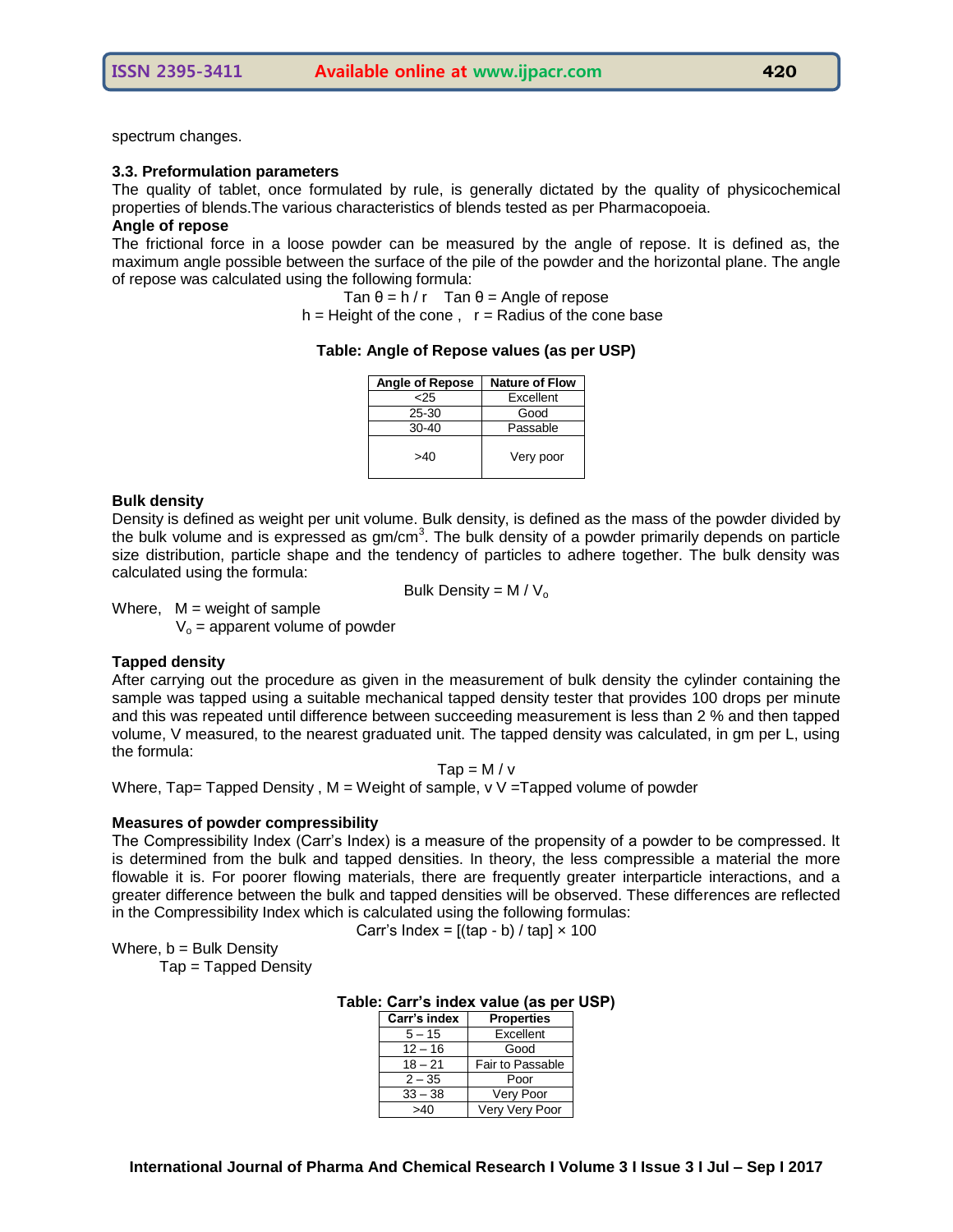spectrum changes.

### 3.3. Preformulation parameters

The quality of tablet, once formulated by rule, is generally dictated by the quality of physicochemical properties of blends.The various characteristics of blends tested as per Pharmacopoeia.

**Angle of repose**

The frictional force in a loose powder can be measured by the angle of repose. It is defined as, the maximum angle possible between the surface of the pile of the powder and the horizontal plane. The angle of repose was calculated using the following formula:

$$\tan \theta = h / r \quad \tan \theta = \text{Angle of repose}$$

h = Height of the cone , r = Radius of the cone base

**Table: Angle of Repose values (as per USP)**

| Angle of Repose | Nature of Flow |
|---|---|
| <25 | Excellent |
| 25-30 | Good |
| 30-40 | Passable |
| >40 | Very poor |

**Bulk density**

Density is defined as weight per unit volume. Bulk density, is defined as the mass of the powder divided by the bulk volume and is expressed as $gm/cm^3$. The bulk density of a powder primarily depends on particle size distribution, particle shape and the tendency of particles to adhere together. The bulk density was calculated using the formula:

$$\text{Bulk Density} = M / V_o$$

Where, M = weight of sample

$V_o$ = apparent volume of powder

**Tapped density**

After carrying out the procedure as given in the measurement of bulk density the cylinder containing the sample was tapped using a suitable mechanical tapped density tester that provides 100 drops per minute and this was repeated until difference between succeeding measurement is less than 2 % and then tapped volume, V measured, to the nearest graduated unit. The tapped density was calculated, in gm per L, using the formula:

$$\text{Tap} = M / v$$

Where, Tap= Tapped Density , M = Weight of sample, v V =Tapped volume of powder

**Measures of powder compressibility**

The Compressibility Index (Carr's Index) is a measure of the propensity of a powder to be compressed. It is determined from the bulk and tapped densities. In theory, the less compressible a material the more flowable it is. For poorer flowing materials, there are frequently greater interparticle interactions, and a greater difference between the bulk and tapped densities will be observed. These differences are reflected in the Compressibility Index which is calculated using the following formulas:

$$\text{Carr's Index} = [(\text{tap} - b) / \text{tap}] \times 100$$

Where, b = Bulk Density

Tap = Tapped Density

**Table: Carr's index value (as per USP)**

| Carr's index | Properties |
|---|---|
| 5 – 15 | Excellent |
| 12 – 16 | Good |
| 18 – 21 | Fair to Passable |
| 2 – 35 | Poor |
| 33 – 38 | Very Poor |
| >40 | Very Very Poor |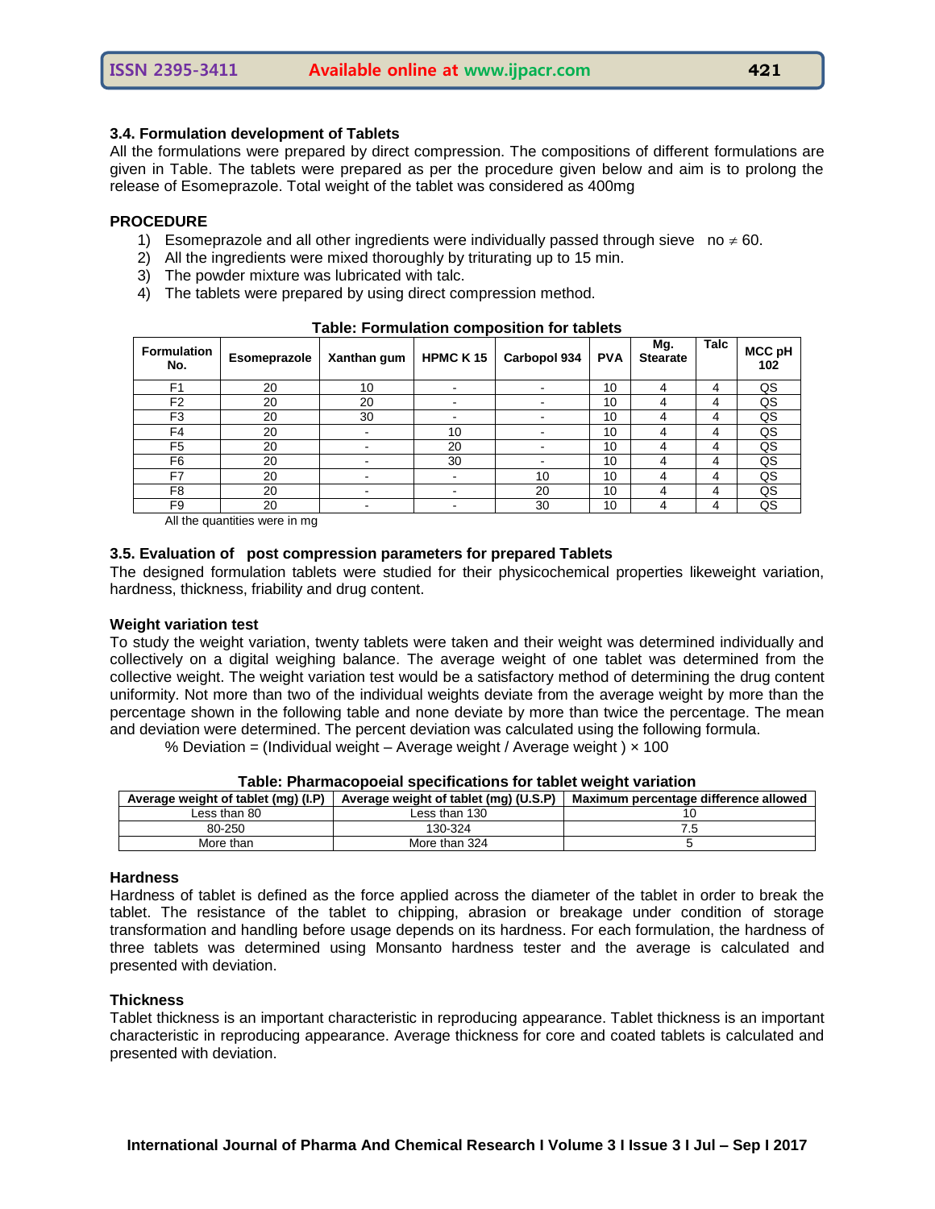### 3.4. Formulation development of Tablets

All the formulations were prepared by direct compression. The compositions of different formulations are given in Table. The tablets were prepared as per the procedure given below and aim is to prolong the release of Esomeprazole. Total weight of the tablet was considered as 400mg

**PROCEDURE**

1) Esomeprazole and all other ingredients were individually passed through sieve no ≠ 60.
2) All the ingredients were mixed thoroughly by triturating up to 15 min.
3) The powder mixture was lubricated with talc.
4) The tablets were prepared by using direct compression method.

**Table: Formulation composition for tablets**

| Formulation No. | Esomeprazole | Xanthan gum | HPMC K 15 | Carbopol 934 | PVA | Mg. Stearate | Talc | MCC pH 102 |
|---|---|---|---|---|---|---|---|---|
| F1 | 20 | 10 | - | - | 10 | 4 | 4 | QS |
| F2 | 20 | 20 | - | - | 10 | 4 | 4 | QS |
| F3 | 20 | 30 | - | - | 10 | 4 | 4 | QS |
| F4 | 20 | - | 10 | - | 10 | 4 | 4 | QS |
| F5 | 20 | - | 20 | - | 10 | 4 | 4 | QS |
| F6 | 20 | - | 30 | - | 10 | 4 | 4 | QS |
| F7 | 20 | - | - | 10 | 10 | 4 | 4 | QS |
| F8 | 20 | - | - | 20 | 10 | 4 | 4 | QS |
| F9 | 20 | - | - | 30 | 10 | 4 | 4 | QS |

All the quantities were in mg

### 3.5. Evaluation of post compression parameters for prepared Tablets

The designed formulation tablets were studied for their physicochemical properties likeweight variation, hardness, thickness, friability and drug content.

**Weight variation test**

To study the weight variation, twenty tablets were taken and their weight was determined individually and collectively on a digital weighing balance. The average weight of one tablet was determined from the collective weight. The weight variation test would be a satisfactory method of determining the drug content uniformity. Not more than two of the individual weights deviate from the average weight by more than the percentage shown in the following table and none deviate by more than twice the percentage. The mean and deviation were determined. The percent deviation was calculated using the following formula.

% Deviation = (Individual weight – Average weight / Average weight ) × 100

**Table: Pharmacopoeial specifications for tablet weight variation**

| Average weight of tablet (mg) (I.P) | Average weight of tablet (mg) (U.S.P) | Maximum percentage difference allowed |
|---|---|---|
| Less than 80 | Less than 130 | 10 |
| 80-250 | 130-324 | 7.5 |
| More than | More than 324 | 5 |

**Hardness**

Hardness of tablet is defined as the force applied across the diameter of the tablet in order to break the tablet. The resistance of the tablet to chipping, abrasion or breakage under condition of storage transformation and handling before usage depends on its hardness. For each formulation, the hardness of three tablets was determined using Monsanto hardness tester and the average is calculated and presented with deviation.

**Thickness**

Tablet thickness is an important characteristic in reproducing appearance. Tablet thickness is an important characteristic in reproducing appearance. Average thickness for core and coated tablets is calculated and presented with deviation.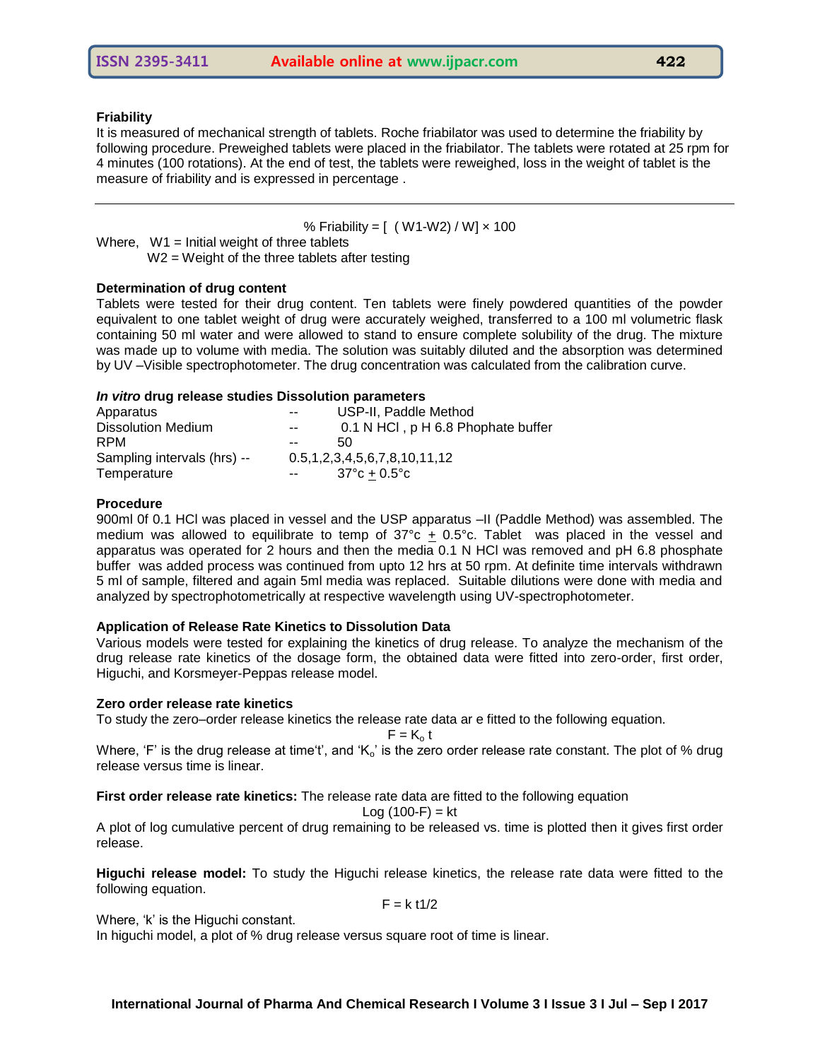### Friability

It is measured of mechanical strength of tablets. Roche friabilator was used to determine the friability by following procedure. Preweighed tablets were placed in the friabilator. The tablets were rotated at 25 rpm for 4 minutes (100 rotations). At the end of test, the tablets were reweighed, loss in the weight of tablet is the measure of friability and is expressed in percentage .

---

$$\% \text{ Friability} = [\ (W1-W2) / W] \times 100$$

Where, W1 = Initial weight of three tablets
W2 = Weight of the three tablets after testing

### Determination of drug content

Tablets were tested for their drug content. Ten tablets were finely powdered quantities of the powder equivalent to one tablet weight of drug were accurately weighed, transferred to a 100 ml volumetric flask containing 50 ml water and were allowed to stand to ensure complete solubility of the drug. The mixture was made up to volume with media. The solution was suitably diluted and the absorption was determined by UV –Visible spectrophotometer. The drug concentration was calculated from the calibration curve.

### *In vitro* drug release studies Dissolution parameters

| | | |
|---|---|---|
| Apparatus | -- | USP-II, Paddle Method |
| Dissolution Medium | -- | 0.1 N HCl , p H 6.8 Phophate buffer |
| RPM | -- | 50 |
| Sampling intervals (hrs) | -- | 0.5,1,2,3,4,5,6,7,8,10,11,12 |
| Temperature | -- | 37°c ± 0.5°c |

### Procedure

900ml 0f 0.1 HCl was placed in vessel and the USP apparatus –II (Paddle Method) was assembled. The medium was allowed to equilibrate to temp of 37°c ± 0.5°c. Tablet was placed in the vessel and apparatus was operated for 2 hours and then the media 0.1 N HCl was removed and pH 6.8 phosphate buffer was added process was continued from upto 12 hrs at 50 rpm. At definite time intervals withdrawn 5 ml of sample, filtered and again 5ml media was replaced. Suitable dilutions were done with media and analyzed by spectrophotometrically at respective wavelength using UV-spectrophotometer.

### Application of Release Rate Kinetics to Dissolution Data

Various models were tested for explaining the kinetics of drug release. To analyze the mechanism of the drug release rate kinetics of the dosage form, the obtained data were fitted into zero-order, first order, Higuchi, and Korsmeyer-Peppas release model.

### Zero order release rate kinetics

To study the zero–order release kinetics the release rate data ar e fitted to the following equation.

$$F = K_o t$$

Where, 'F' is the drug release at time't', and '$K_o$' is the zero order release rate constant. The plot of % drug release versus time is linear.

**First order release rate kinetics:** The release rate data are fitted to the following equation

$$\text{Log } (100-F) = kt$$

A plot of log cumulative percent of drug remaining to be released vs. time is plotted then it gives first order release.

**Higuchi release model:** To study the Higuchi release kinetics, the release rate data were fitted to the following equation.

$$F = k\, t1/2$$

Where, 'k' is the Higuchi constant.
In higuchi model, a plot of % drug release versus square root of time is linear.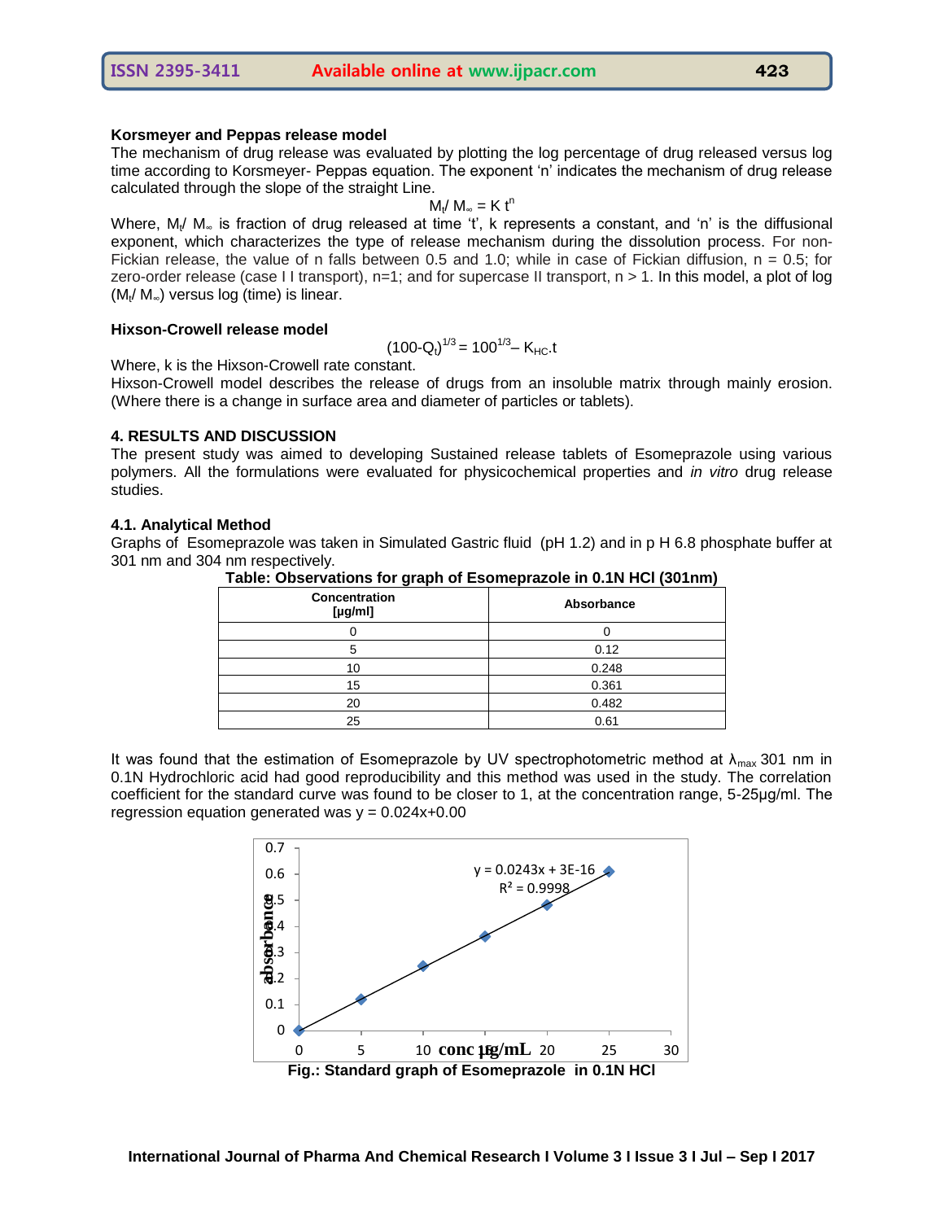**Korsmeyer and Peppas release model**

The mechanism of drug release was evaluated by plotting the log percentage of drug released versus log time according to Korsmeyer- Peppas equation. The exponent 'n' indicates the mechanism of drug release calculated through the slope of the straight Line.

$$M_t / M_\infty = K\, t^n$$

Where, $M_t / M_\infty$ is fraction of drug released at time 't', k represents a constant, and 'n' is the diffusional exponent, which characterizes the type of release mechanism during the dissolution process. For non-Fickian release, the value of n falls between 0.5 and 1.0; while in case of Fickian diffusion, n = 0.5; for zero-order release (case I I transport), n=1; and for supercase II transport, n > 1. In this model, a plot of log ($M_t / M_\infty$) versus log (time) is linear.

**Hixson-Crowell release model**

$$(100\text{-}Q_t)^{1/3} = 100^{1/3} - K_{HC}.t$$

Where, k is the Hixson-Crowell rate constant.

Hixson-Crowell model describes the release of drugs from an insoluble matrix through mainly erosion. (Where there is a change in surface area and diameter of particles or tablets).

**4. RESULTS AND DISCUSSION**

The present study was aimed to developing Sustained release tablets of Esomeprazole using various polymers. All the formulations were evaluated for physicochemical properties and *in vitro* drug release studies.

**4.1. Analytical Method**

Graphs of Esomeprazole was taken in Simulated Gastric fluid (pH 1.2) and in p H 6.8 phosphate buffer at 301 nm and 304 nm respectively.

**Table: Observations for graph of Esomeprazole in 0.1N HCl (301nm)**

| Concentration [µg/ml] | Absorbance |
|---|---|
| 0 | 0 |
| 5 | 0.12 |
| 10 | 0.248 |
| 15 | 0.361 |
| 20 | 0.482 |
| 25 | 0.61 |

It was found that the estimation of Esomeprazole by UV spectrophotometric method at $\lambda_{max}$ 301 nm in 0.1N Hydrochloric acid had good reproducibility and this method was used in the study. The correlation coefficient for the standard curve was found to be closer to 1, at the concentration range, 5-25µg/ml. The regression equation generated was y = 0.024x+0.00

**Fig.: Standard graph of Esomeprazole in 0.1N HCl**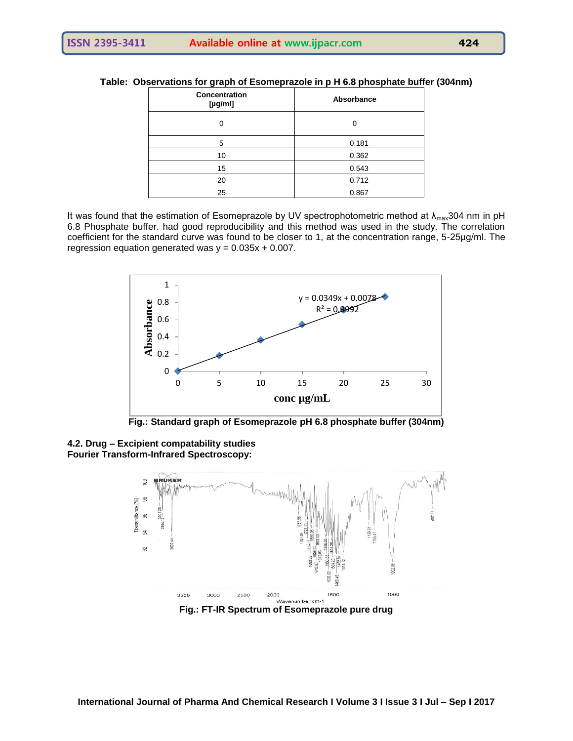**Table: Observations for graph of Esomeprazole in p H 6.8 phosphate buffer (304nm)**

| Concentration [μg/ml] | Absorbance |
|---|---|
| 0 | 0 |
| 5 | 0.181 |
| 10 | 0.362 |
| 15 | 0.543 |
| 20 | 0.712 |
| 25 | 0.867 |

It was found that the estimation of Esomeprazole by UV spectrophotometric method at $\lambda_{max}$304 nm in pH 6.8 Phosphate buffer. had good reproducibility and this method was used in the study. The correlation coefficient for the standard curve was found to be closer to 1, at the concentration range, 5-25μg/ml. The regression equation generated was y = 0.035x + 0.007.

**Fig.: Standard graph of Esomeprazole pH 6.8 phosphate buffer (304nm)**

**4.2. Drug – Excipient compatability studies**

**Fourier Transform-Infrared Spectroscopy:**

**Fig.: FT-IR Spectrum of Esomeprazole pure drug**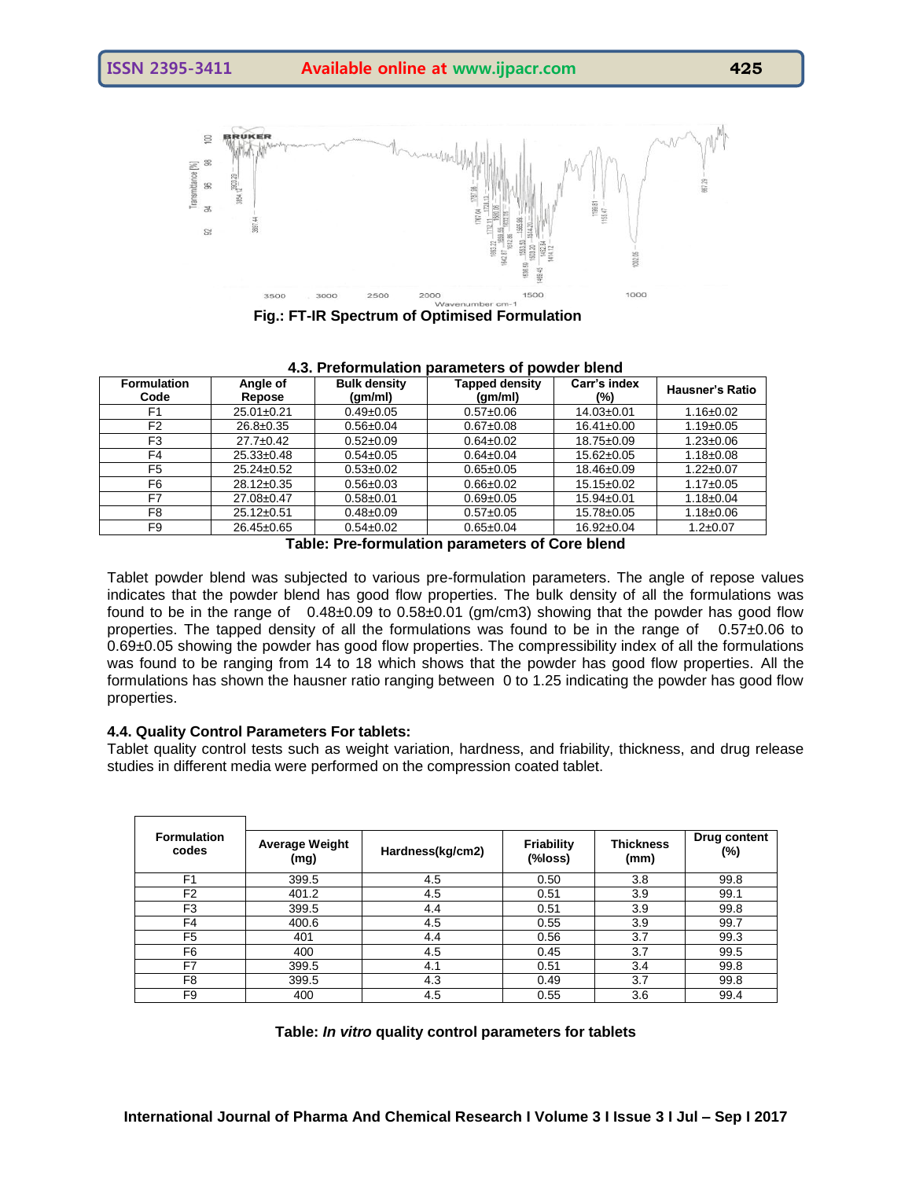Fig.: FT-IR Spectrum of Optimised Formulation

### 4.3. Preformulation parameters of powder blend

| Formulation Code | Angle of Repose | Bulk density (gm/ml) | Tapped density (gm/ml) | Carr's index (%) | Hausner's Ratio |
|---|---|---|---|---|---|
| F1 | 25.01±0.21 | 0.49±0.05 | 0.57±0.06 | 14.03±0.01 | 1.16±0.02 |
| F2 | 26.8±0.35 | 0.56±0.04 | 0.67±0.08 | 16.41±0.00 | 1.19±0.05 |
| F3 | 27.7±0.42 | 0.52±0.09 | 0.64±0.02 | 18.75±0.09 | 1.23±0.06 |
| F4 | 25.33±0.48 | 0.54±0.05 | 0.64±0.04 | 15.62±0.05 | 1.18±0.08 |
| F5 | 25.24±0.52 | 0.53±0.02 | 0.65±0.05 | 18.46±0.09 | 1.22±0.07 |
| F6 | 28.12±0.35 | 0.56±0.03 | 0.66±0.02 | 15.15±0.02 | 1.17±0.05 |
| F7 | 27.08±0.47 | 0.58±0.01 | 0.69±0.05 | 15.94±0.01 | 1.18±0.04 |
| F8 | 25.12±0.51 | 0.48±0.09 | 0.57±0.05 | 15.78±0.05 | 1.18±0.06 |
| F9 | 26.45±0.65 | 0.54±0.02 | 0.65±0.04 | 16.92±0.04 | 1.2±0.07 |

**Table: Pre-formulation parameters of Core blend**

Tablet powder blend was subjected to various pre-formulation parameters. The angle of repose values indicates that the powder blend has good flow properties. The bulk density of all the formulations was found to be in the range of 0.48±0.09 to 0.58±0.01 (gm/cm3) showing that the powder has good flow properties. The tapped density of all the formulations was found to be in the range of 0.57±0.06 to 0.69±0.05 showing the powder has good flow properties. The compressibility index of all the formulations was found to be ranging from 14 to 18 which shows that the powder has good flow properties. All the formulations has shown the hausner ratio ranging between 0 to 1.25 indicating the powder has good flow properties.

### 4.4. Quality Control Parameters For tablets:

Tablet quality control tests such as weight variation, hardness, and friability, thickness, and drug release studies in different media were performed on the compression coated tablet.

| Formulation codes | Average Weight (mg) | Hardness(kg/cm2) | Friability (%loss) | Thickness (mm) | Drug content (%) |
|---|---|---|---|---|---|
| F1 | 399.5 | 4.5 | 0.50 | 3.8 | 99.8 |
| F2 | 401.2 | 4.5 | 0.51 | 3.9 | 99.1 |
| F3 | 399.5 | 4.4 | 0.51 | 3.9 | 99.8 |
| F4 | 400.6 | 4.5 | 0.55 | 3.9 | 99.7 |
| F5 | 401 | 4.4 | 0.56 | 3.7 | 99.3 |
| F6 | 400 | 4.5 | 0.45 | 3.7 | 99.5 |
| F7 | 399.5 | 4.1 | 0.51 | 3.4 | 99.8 |
| F8 | 399.5 | 4.3 | 0.49 | 3.7 | 99.8 |
| F9 | 400 | 4.5 | 0.55 | 3.6 | 99.4 |

**Table: *In vitro* quality control parameters for tablets**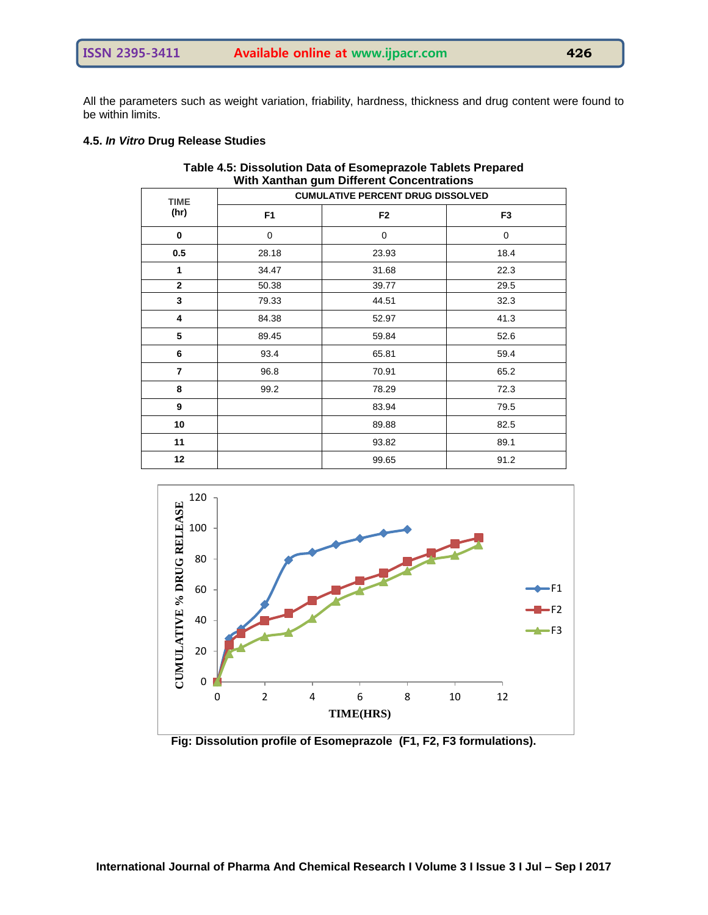All the parameters such as weight variation, friability, hardness, thickness and drug content were found to be within limits.

### 4.5. *In Vitro* Drug Release Studies

**Table 4.5: Dissolution Data of Esomeprazole Tablets Prepared With Xanthan gum Different Concentrations**

| TIME (hr) | CUMULATIVE PERCENT DRUG DISSOLVED | | |
|---|---|---|---|
| | F1 | F2 | F3 |
| 0 | 0 | 0 | 0 |
| 0.5 | 28.18 | 23.93 | 18.4 |
| 1 | 34.47 | 31.68 | 22.3 |
| 2 | 50.38 | 39.77 | 29.5 |
| 3 | 79.33 | 44.51 | 32.3 |
| 4 | 84.38 | 52.97 | 41.3 |
| 5 | 89.45 | 59.84 | 52.6 |
| 6 | 93.4 | 65.81 | 59.4 |
| 7 | 96.8 | 70.91 | 65.2 |
| 8 | 99.2 | 78.29 | 72.3 |
| 9 | | 83.94 | 79.5 |
| 10 | | 89.88 | 82.5 |
| 11 | | 93.82 | 89.1 |
| 12 | | 99.65 | 91.2 |

**Fig: Dissolution profile of Esomeprazole (F1, F2, F3 formulations).**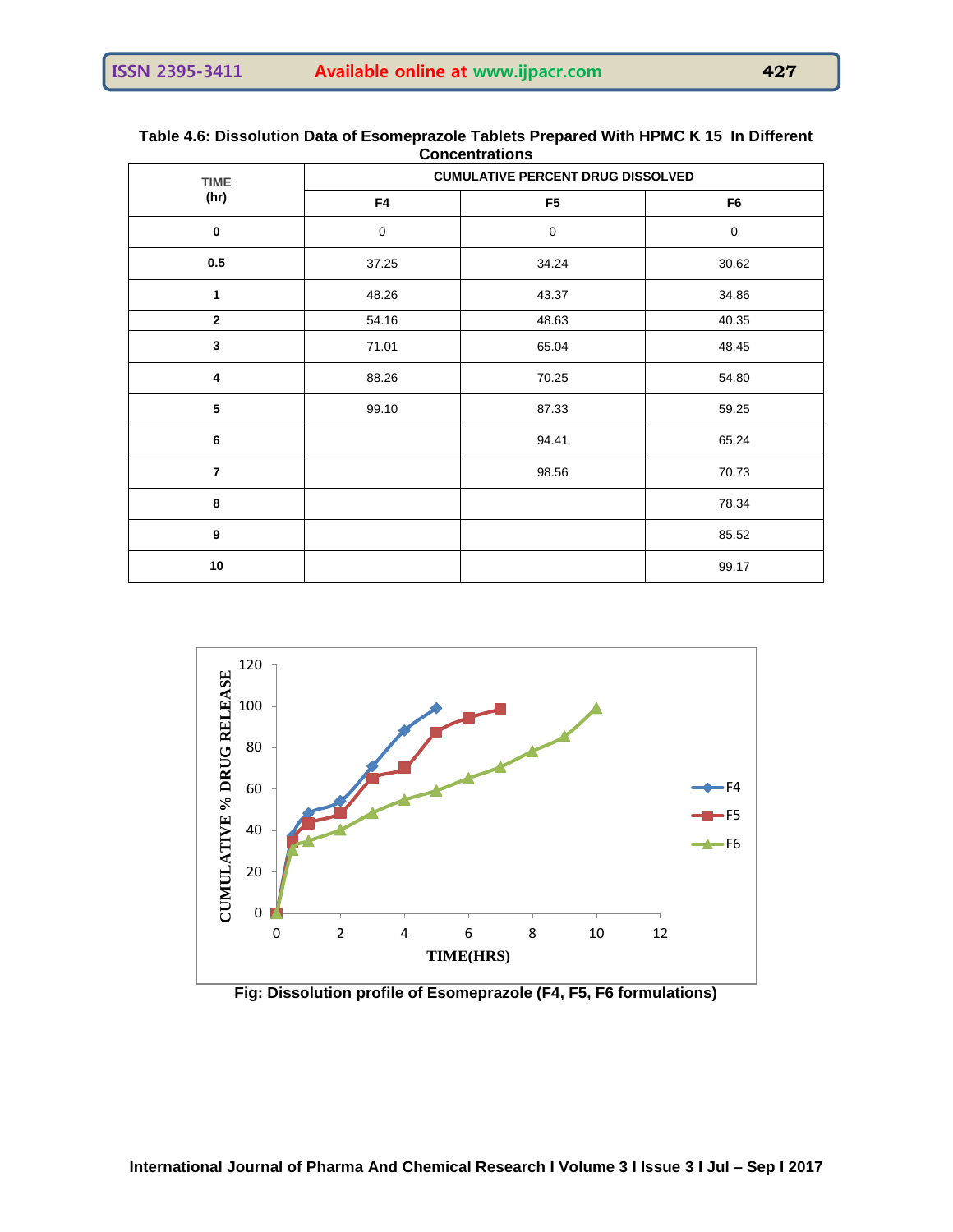**Table 4.6: Dissolution Data of Esomeprazole Tablets Prepared With HPMC K 15 In Different Concentrations**

| TIME (hr) | CUMULATIVE PERCENT DRUG DISSOLVED | | |
|---|---|---|---|
| | F4 | F5 | F6 |
| 0 | 0 | 0 | 0 |
| 0.5 | 37.25 | 34.24 | 30.62 |
| 1 | 48.26 | 43.37 | 34.86 |
| 2 | 54.16 | 48.63 | 40.35 |
| 3 | 71.01 | 65.04 | 48.45 |
| 4 | 88.26 | 70.25 | 54.80 |
| 5 | 99.10 | 87.33 | 59.25 |
| 6 | | 94.41 | 65.24 |
| 7 | | 98.56 | 70.73 |
| 8 | | | 78.34 |
| 9 | | | 85.52 |
| 10 | | | 99.17 |

**Fig: Dissolution profile of Esomeprazole (F4, F5, F6 formulations)**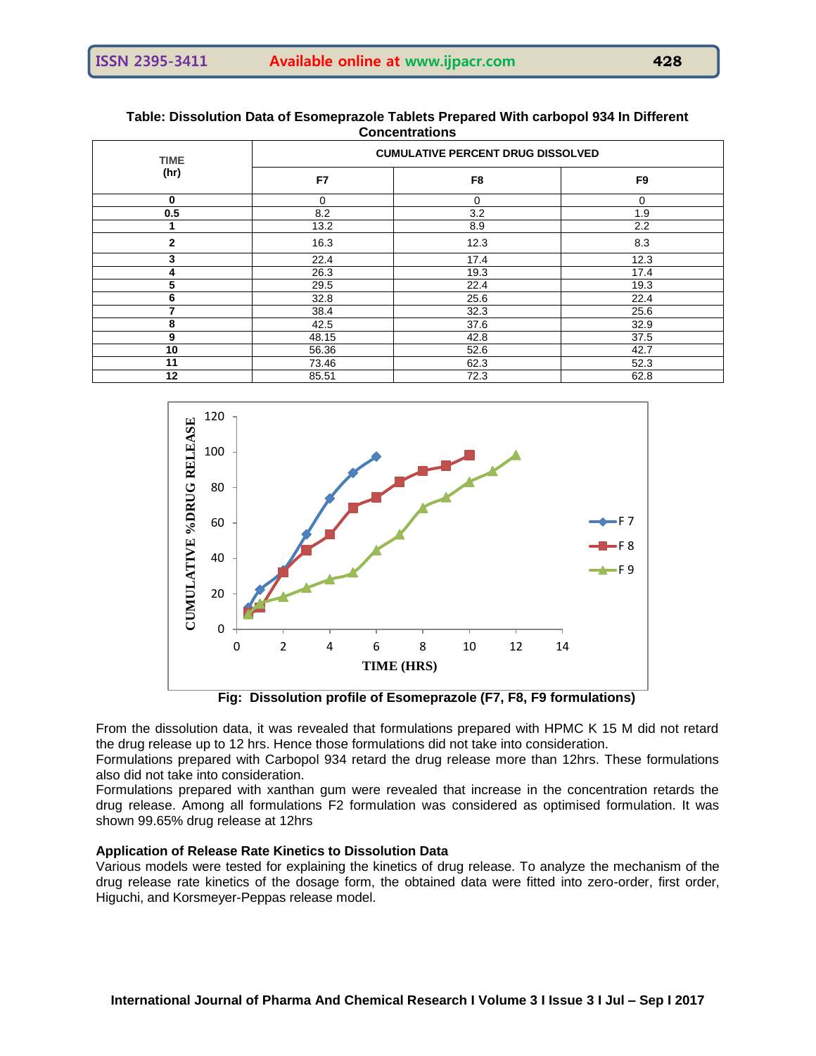**Table: Dissolution Data of Esomeprazole Tablets Prepared With carbopol 934 In Different Concentrations**

| TIME (hr) | CUMULATIVE PERCENT DRUG DISSOLVED | | |
|---|---|---|---|
| | F7 | F8 | F9 |
| 0 | 0 | 0 | 0 |
| 0.5 | 8.2 | 3.2 | 1.9 |
| 1 | 13.2 | 8.9 | 2.2 |
| 2 | 16.3 | 12.3 | 8.3 |
| 3 | 22.4 | 17.4 | 12.3 |
| 4 | 26.3 | 19.3 | 17.4 |
| 5 | 29.5 | 22.4 | 19.3 |
| 6 | 32.8 | 25.6 | 22.4 |
| 7 | 38.4 | 32.3 | 25.6 |
| 8 | 42.5 | 37.6 | 32.9 |
| 9 | 48.15 | 42.8 | 37.5 |
| 10 | 56.36 | 52.6 | 42.7 |
| 11 | 73.46 | 62.3 | 52.3 |
| 12 | 85.51 | 72.3 | 62.8 |

**Fig: Dissolution profile of Esomeprazole (F7, F8, F9 formulations)**

From the dissolution data, it was revealed that formulations prepared with HPMC K 15 M did not retard the drug release up to 12 hrs. Hence those formulations did not take into consideration.

Formulations prepared with Carbopol 934 retard the drug release more than 12hrs. These formulations also did not take into consideration.

Formulations prepared with xanthan gum were revealed that increase in the concentration retards the drug release. Among all formulations F2 formulation was considered as optimised formulation. It was shown 99.65% drug release at 12hrs

### Application of Release Rate Kinetics to Dissolution Data

Various models were tested for explaining the kinetics of drug release. To analyze the mechanism of the drug release rate kinetics of the dosage form, the obtained data were fitted into zero-order, first order, Higuchi, and Korsmeyer-Peppas release model.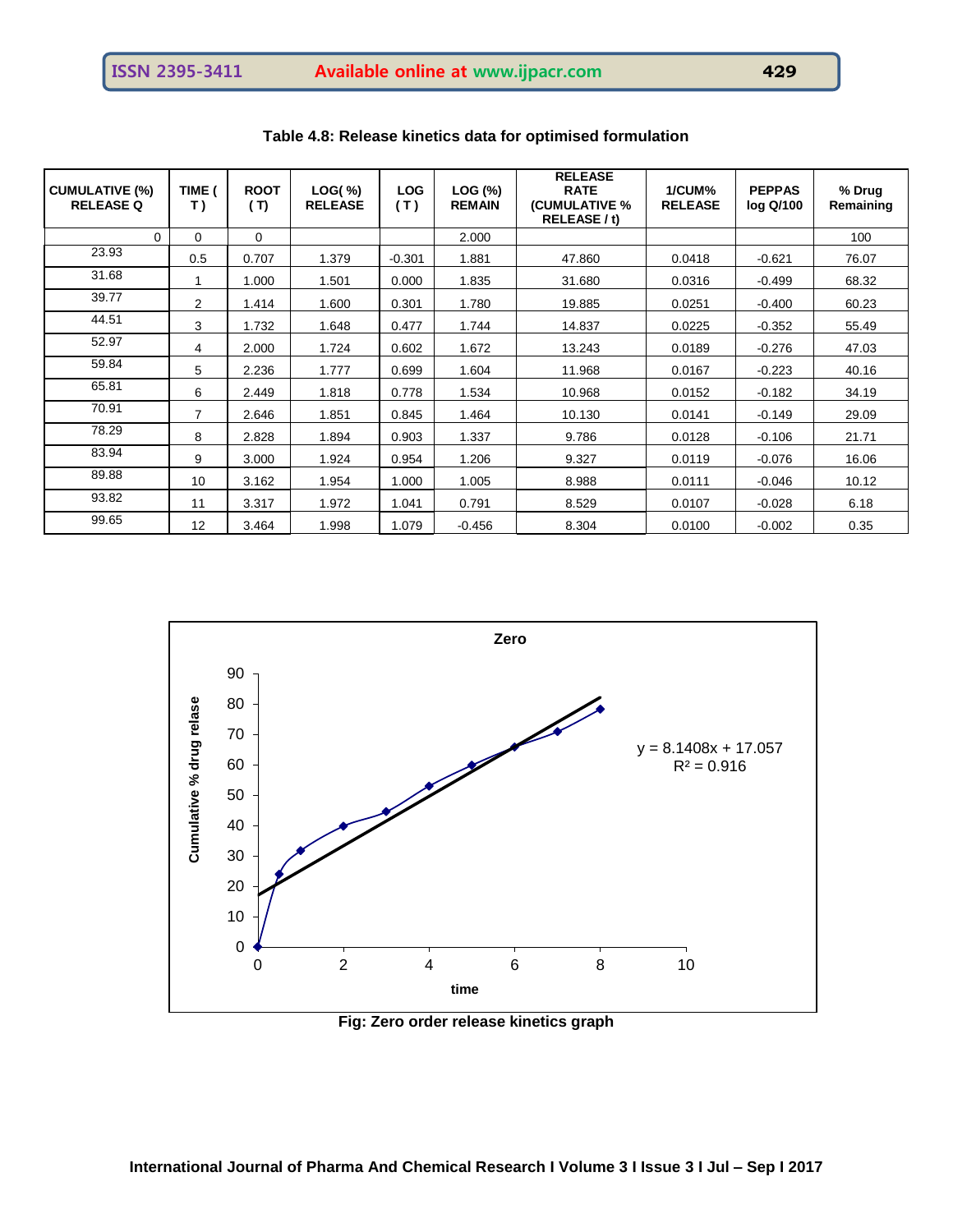**Table 4.8: Release kinetics data for optimised formulation**

| CUMULATIVE (%) RELEASE Q | TIME ( T ) | ROOT ( T) | LOG( %) RELEASE | LOG ( T ) | LOG (%) REMAIN | RELEASE RATE (CUMULATIVE % RELEASE / t) | 1/CUM% RELEASE | PEPPAS log Q/100 | % Drug Remaining |
|---|---|---|---|---|---|---|---|---|---|
| 0 | 0 | 0 | | | 2.000 | | | | 100 |
| 23.93 | 0.5 | 0.707 | 1.379 | -0.301 | 1.881 | 47.860 | 0.0418 | -0.621 | 76.07 |
| 31.68 | 1 | 1.000 | 1.501 | 0.000 | 1.835 | 31.680 | 0.0316 | -0.499 | 68.32 |
| 39.77 | 2 | 1.414 | 1.600 | 0.301 | 1.780 | 19.885 | 0.0251 | -0.400 | 60.23 |
| 44.51 | 3 | 1.732 | 1.648 | 0.477 | 1.744 | 14.837 | 0.0225 | -0.352 | 55.49 |
| 52.97 | 4 | 2.000 | 1.724 | 0.602 | 1.672 | 13.243 | 0.0189 | -0.276 | 47.03 |
| 59.84 | 5 | 2.236 | 1.777 | 0.699 | 1.604 | 11.968 | 0.0167 | -0.223 | 40.16 |
| 65.81 | 6 | 2.449 | 1.818 | 0.778 | 1.534 | 10.968 | 0.0152 | -0.182 | 34.19 |
| 70.91 | 7 | 2.646 | 1.851 | 0.845 | 1.464 | 10.130 | 0.0141 | -0.149 | 29.09 |
| 78.29 | 8 | 2.828 | 1.894 | 0.903 | 1.337 | 9.786 | 0.0128 | -0.106 | 21.71 |
| 83.94 | 9 | 3.000 | 1.924 | 0.954 | 1.206 | 9.327 | 0.0119 | -0.076 | 16.06 |
| 89.88 | 10 | 3.162 | 1.954 | 1.000 | 1.005 | 8.988 | 0.0111 | -0.046 | 10.12 |
| 93.82 | 11 | 3.317 | 1.972 | 1.041 | 0.791 | 8.529 | 0.0107 | -0.028 | 6.18 |
| 99.65 | 12 | 3.464 | 1.998 | 1.079 | -0.456 | 8.304 | 0.0100 | -0.002 | 0.35 |

Zero

$y = 8.1408x + 17.057$
$R^2 = 0.916$

Fig: Zero order release kinetics graph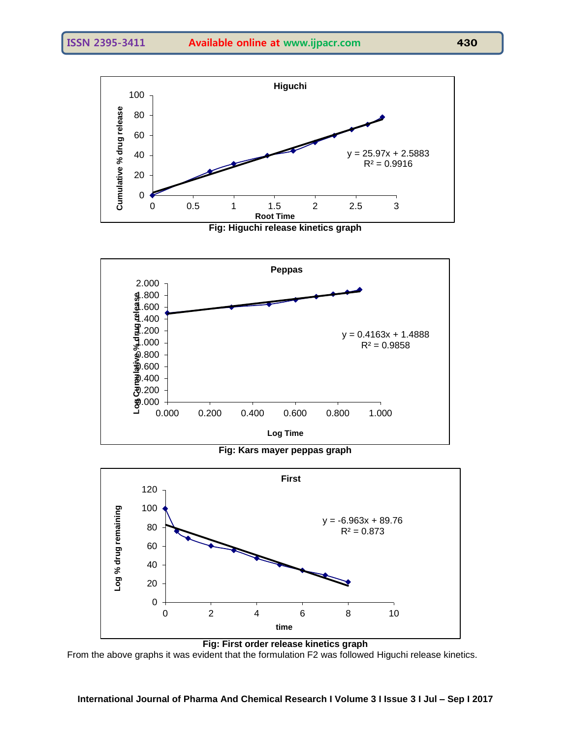Fig: Higuchi release kinetics graph

Fig: Kars mayer peppas graph

Fig: First order release kinetics graph

From the above graphs it was evident that the formulation F2 was followed Higuchi release kinetics.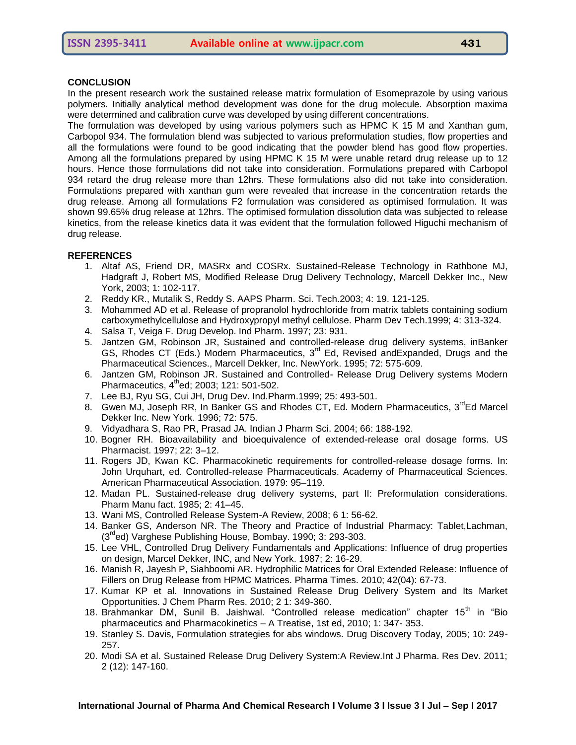## CONCLUSION

In the present research work the sustained release matrix formulation of Esomeprazole by using various polymers. Initially analytical method development was done for the drug molecule. Absorption maxima were determined and calibration curve was developed by using different concentrations.

The formulation was developed by using various polymers such as HPMC K 15 M and Xanthan gum, Carbopol 934. The formulation blend was subjected to various preformulation studies, flow properties and all the formulations were found to be good indicating that the powder blend has good flow properties. Among all the formulations prepared by using HPMC K 15 M were unable retard drug release up to 12 hours. Hence those formulations did not take into consideration. Formulations prepared with Carbopol 934 retard the drug release more than 12hrs. These formulations also did not take into consideration. Formulations prepared with xanthan gum were revealed that increase in the concentration retards the drug release. Among all formulations F2 formulation was considered as optimised formulation. It was shown 99.65% drug release at 12hrs. The optimised formulation dissolution data was subjected to release kinetics, from the release kinetics data it was evident that the formulation followed Higuchi mechanism of drug release.

## REFERENCES

1. Altaf AS, Friend DR, MASRx and COSRx. Sustained-Release Technology in Rathbone MJ, Hadgraft J, Robert MS, Modified Release Drug Delivery Technology, Marcell Dekker Inc., New York, 2003; 1: 102-117.
2. Reddy KR., Mutalik S, Reddy S. AAPS Pharm. Sci. Tech.2003; 4: 19. 121-125.
3. Mohammed AD et al. Release of propranolol hydrochloride from matrix tablets containing sodium carboxymethylcellulose and Hydroxypropyl methyl cellulose. Pharm Dev Tech.1999; 4: 313-324.
4. Salsa T, Veiga F. Drug Develop. Ind Pharm. 1997; 23: 931.
5. Jantzen GM, Robinson JR, Sustained and controlled-release drug delivery systems, inBanker GS, Rhodes CT (Eds.) Modern Pharmaceutics, 3rd Ed, Revised andExpanded, Drugs and the Pharmaceutical Sciences., Marcell Dekker, Inc. NewYork. 1995; 72: 575-609.
6. Jantzen GM, Robinson JR. Sustained and Controlled- Release Drug Delivery systems Modern Pharmaceutics, 4thed; 2003; 121: 501-502.
7. Lee BJ, Ryu SG, Cui JH, Drug Dev. Ind.Pharm.1999; 25: 493-501.
8. Gwen MJ, Joseph RR, In Banker GS and Rhodes CT, Ed. Modern Pharmaceutics, 3rdEd Marcel Dekker Inc. New York. 1996; 72: 575.
9. Vidyadhara S, Rao PR, Prasad JA. Indian J Pharm Sci. 2004; 66: 188-192.
10. Bogner RH. Bioavailability and bioequivalence of extended-release oral dosage forms. US Pharmacist. 1997; 22: 3–12.
11. Rogers JD, Kwan KC. Pharmacokinetic requirements for controlled-release dosage forms. In: John Urquhart, ed. Controlled-release Pharmaceuticals. Academy of Pharmaceutical Sciences. American Pharmaceutical Association. 1979: 95–119.
12. Madan PL. Sustained-release drug delivery systems, part II: Preformulation considerations. Pharm Manu fact. 1985; 2: 41–45.
13. Wani MS, Controlled Release System-A Review, 2008; 6 1: 56-62.
14. Banker GS, Anderson NR. The Theory and Practice of Industrial Pharmacy: Tablet,Lachman, (3rded) Varghese Publishing House, Bombay. 1990; 3: 293-303.
15. Lee VHL, Controlled Drug Delivery Fundamentals and Applications: Influence of drug properties on design, Marcel Dekker, INC, and New York. 1987; 2: 16-29.
16. Manish R, Jayesh P, Siahboomi AR. Hydrophilic Matrices for Oral Extended Release: Influence of Fillers on Drug Release from HPMC Matrices. Pharma Times. 2010; 42(04): 67-73.
17. Kumar KP et al. Innovations in Sustained Release Drug Delivery System and Its Market Opportunities. J Chem Pharm Res. 2010; 2 1: 349-360.
18. Brahmankar DM, Sunil B. Jaishwal. "Controlled release medication" chapter 15th in "Bio pharmaceutics and Pharmacokinetics – A Treatise, 1st ed, 2010; 1: 347- 353.
19. Stanley S. Davis, Formulation strategies for abs windows. Drug Discovery Today, 2005; 10: 249-257.
20. Modi SA et al. Sustained Release Drug Delivery System:A Review.Int J Pharma. Res Dev. 2011; 2 (12): 147-160.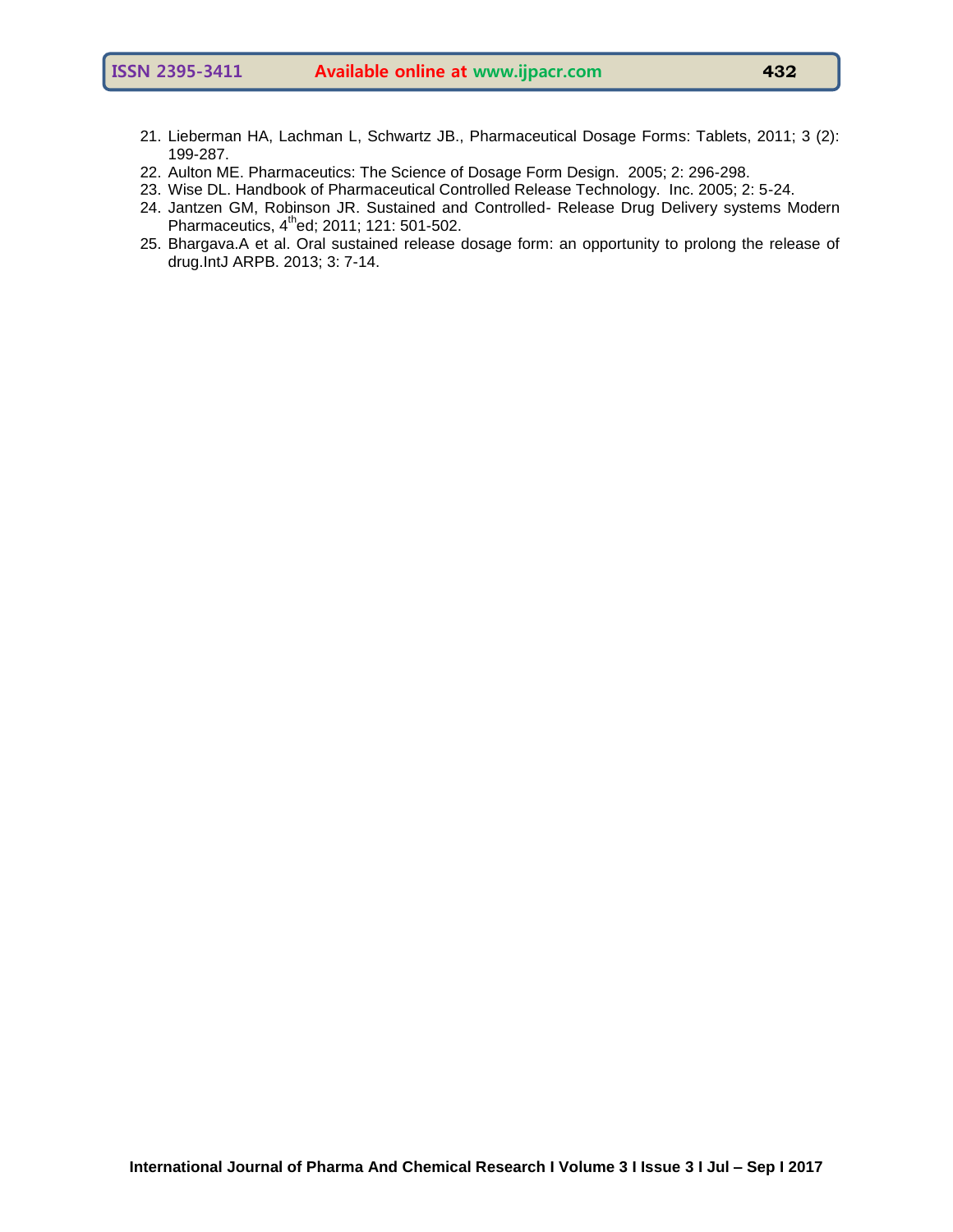21. Lieberman HA, Lachman L, Schwartz JB., Pharmaceutical Dosage Forms: Tablets, 2011; 3 (2): 199-287.
22. Aulton ME. Pharmaceutics: The Science of Dosage Form Design. 2005; 2: 296-298.
23. Wise DL. Handbook of Pharmaceutical Controlled Release Technology. Inc. 2005; 2: 5-24.
24. Jantzen GM, Robinson JR. Sustained and Controlled- Release Drug Delivery systems Modern Pharmaceutics, 4th ed; 2011; 121: 501-502.
25. Bhargava.A et al. Oral sustained release dosage form: an opportunity to prolong the release of drug.IntJ ARPB. 2013; 3: 7-14.